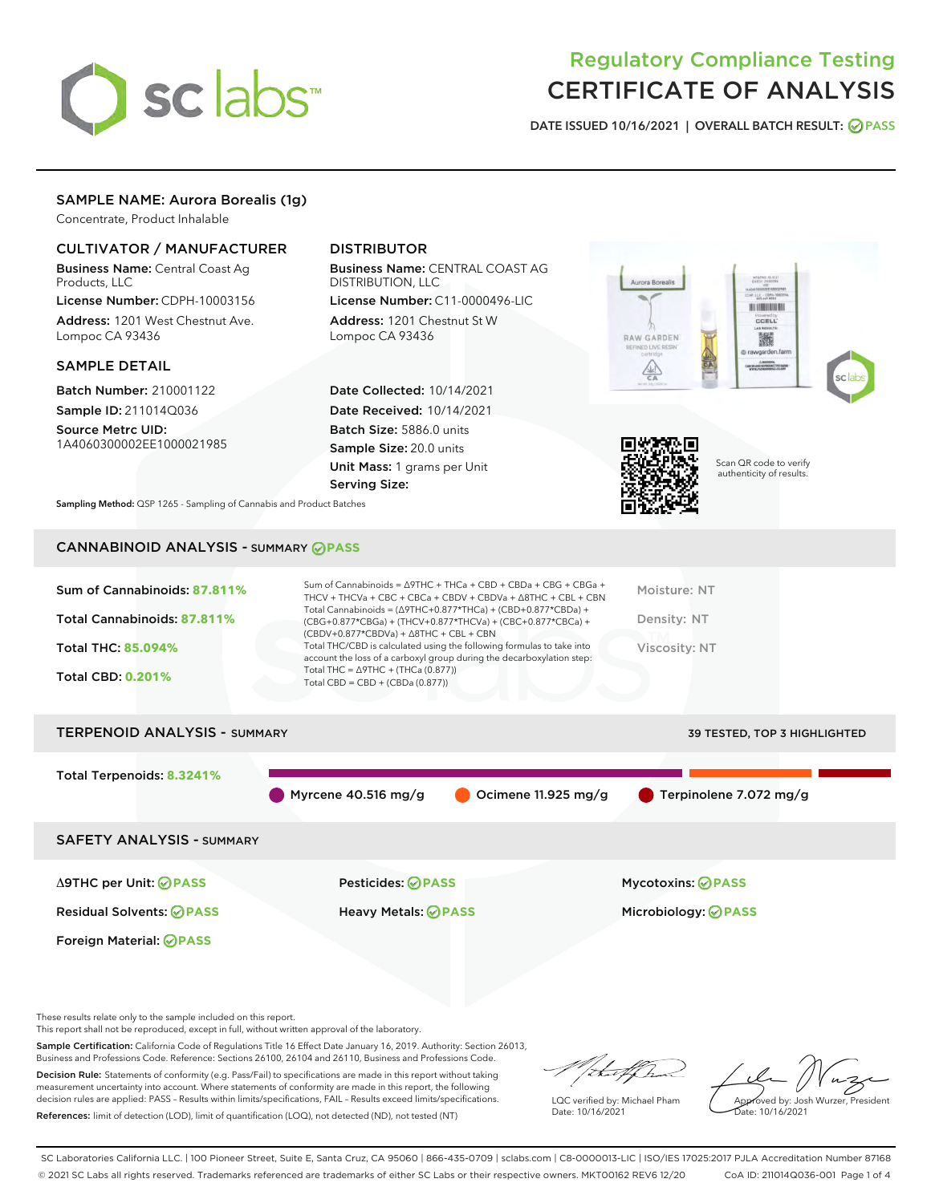# Regulatory Compliance Testing
# CERTIFICATE OF ANALYSIS

DATE ISSUED 10/16/2021 | OVERALL BATCH RESULT: PASS

## SAMPLE NAME: Aurora Borealis (1g)

Concentrate, Product Inhalable

### CULTIVATOR / MANUFACTURER

**Business Name:** Central Coast Ag Products, LLC

**License Number:** CDPH-10003156

**Address:** 1201 West Chestnut Ave. Lompoc CA 93436

### DISTRIBUTOR

**Business Name:** CENTRAL COAST AG DISTRIBUTION, LLC

**License Number:** C11-0000496-LIC

**Address:** 1201 Chestnut St W Lompoc CA 93436

### SAMPLE DETAIL

**Batch Number:** 210001122

**Sample ID:** 211014Q036

**Source Metrc UID:** 1A4060300002EE1000021985

**Date Collected:** 10/14/2021

**Date Received:** 10/14/2021

**Batch Size:** 5886.0 units

**Sample Size:** 20.0 units

**Unit Mass:** 1 grams per Unit

**Serving Size:**

**Sampling Method:** QSP 1265 - Sampling of Cannabis and Product Batches

Scan QR code to verify authenticity of results.

## CANNABINOID ANALYSIS - SUMMARY PASS

**Sum of Cannabinoids:** 87.811%

**Total Cannabinoids:** 87.811%

**Total THC:** 85.094%

**Total CBD:** 0.201%

Sum of Cannabinoids = Δ9THC + THCa + CBD + CBDa + CBG + CBGa + THCV + THCVa + CBC + CBCa + CBDV + CBDVa + Δ8THC + CBL + CBN

Total Cannabinoids = (Δ9THC+0.877*THCa) + (CBD+0.877*CBDa) + (CBG+0.877*CBGa) + (THCV+0.877*THCVa) + (CBC+0.877*CBCa) + (CBDV+0.877*CBDVa) + Δ8THC + CBL + CBN

Total THC/CBD is calculated using the following formulas to take into account the loss of a carboxyl group during the decarboxylation step:

Total THC = Δ9THC + (THCa (0.877))

Total CBD = CBD + (CBDa (0.877))

Moisture: NT

Density: NT

Viscosity: NT

## TERPENOID ANALYSIS - SUMMARY

39 TESTED, TOP 3 HIGHLIGHTED

**Total Terpenoids:** 8.3241%

Myrcene 40.516 mg/g | Ocimene 11.925 mg/g | Terpinolene 7.072 mg/g

## SAFETY ANALYSIS - SUMMARY

| | | |
|---|---|---|
| Δ9THC per Unit: PASS | Pesticides: PASS | Mycotoxins: PASS |
| Residual Solvents: PASS | Heavy Metals: PASS | Microbiology: PASS |
| Foreign Material: PASS | | |

These results relate only to the sample included on this report.
This report shall not be reproduced, except in full, without written approval of the laboratory.

**Sample Certification:** California Code of Regulations Title 16 Effect Date January 16, 2019. Authority: Section 26013, Business and Professions Code. Reference: Sections 26100, 26104 and 26110, Business and Professions Code.

**Decision Rule:** Statements of conformity (e.g. Pass/Fail) to specifications are made in this report without taking measurement uncertainty into account. Where statements of conformity are made in this report, the following decision rules are applied: PASS – Results within limits/specifications, FAIL – Results exceed limits/specifications.

**References:** limit of detection (LOD), limit of quantification (LOQ), not detected (ND), not tested (NT)

LQC verified by: Michael Pham
Date: 10/16/2021

Approved by: Josh Wurzer, President
Date: 10/16/2021

SC Laboratories California LLC. | 100 Pioneer Street, Suite E, Santa Cruz, CA 95060 | 866-435-0709 | sclabs.com | C8-0000013-LIC | ISO/IES 17025:2017 PJLA Accreditation Number 87168
© 2021 SC Labs all rights reserved. Trademarks referenced are trademarks of either SC Labs or their respective owners. MKT00162 REV6 12/20 CoA ID: 211014Q036-001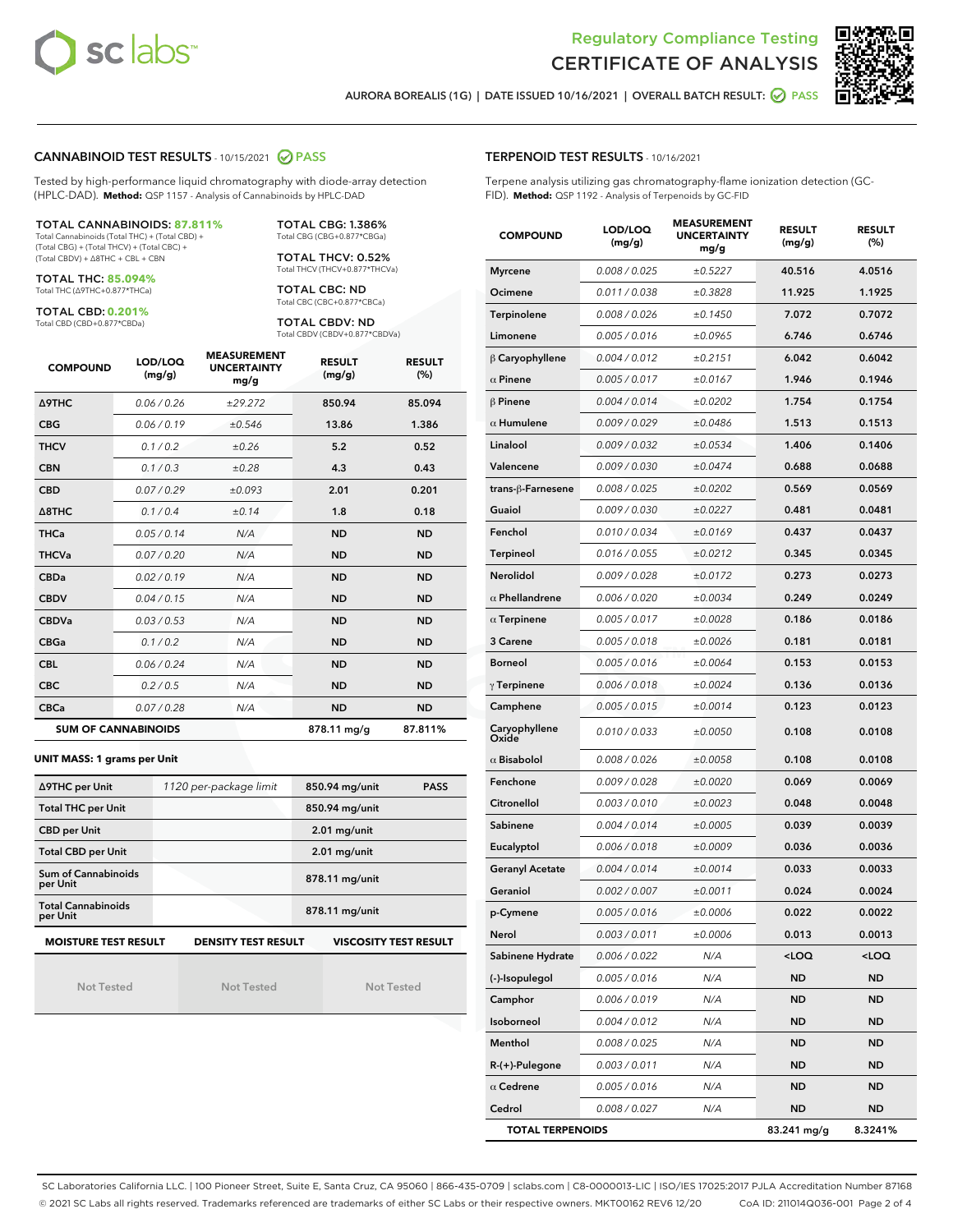# Regulatory Compliance Testing
# CERTIFICATE OF ANALYSIS

AURORA BOREALIS (1G) | DATE ISSUED 10/16/2021 | OVERALL BATCH RESULT: PASS

## CANNABINOID TEST RESULTS - 10/15/2021 PASS

Tested by high-performance liquid chromatography with diode-array detection (HPLC-DAD). **Method:** QSP 1157 - Analysis of Cannabinoids by HPLC-DAD

**TOTAL CANNABINOIDS: 87.811%**
Total Cannabinoids (Total THC) + (Total CBD) + (Total CBG) + (Total THCV) + (Total CBC) + (Total CBDV) + Δ8THC + CBL + CBN

**TOTAL THC: 85.094%**
Total THC (Δ9THC+0.877*THCa)

**TOTAL CBD: 0.201%**
Total CBD (CBD+0.877*CBDa)

**TOTAL CBG: 1.386%**
Total CBG (CBG+0.877*CBGa)

**TOTAL THCV: 0.52%**
Total THCV (THCV+0.877*THCVa)

**TOTAL CBC: ND**
Total CBC (CBC+0.877*CBCa)

**TOTAL CBDV: ND**
Total CBDV (CBDV+0.877*CBDVa)

| COMPOUND | LOD/LOQ (mg/g) | MEASUREMENT UNCERTAINTY mg/g | RESULT (mg/g) | RESULT (%) |
|---|---|---|---|---|
| Δ9THC | 0.06 / 0.26 | ±29.272 | 850.94 | 85.094 |
| CBG | 0.06 / 0.19 | ±0.546 | 13.86 | 1.386 |
| THCV | 0.1 / 0.2 | ±0.26 | 5.2 | 0.52 |
| CBN | 0.1 / 0.3 | ±0.28 | 4.3 | 0.43 |
| CBD | 0.07 / 0.29 | ±0.093 | 2.01 | 0.201 |
| Δ8THC | 0.1 / 0.4 | ±0.14 | 1.8 | 0.18 |
| THCa | 0.05 / 0.14 | N/A | ND | ND |
| THCVa | 0.07 / 0.20 | N/A | ND | ND |
| CBDa | 0.02 / 0.19 | N/A | ND | ND |
| CBDV | 0.04 / 0.15 | N/A | ND | ND |
| CBDVa | 0.03 / 0.53 | N/A | ND | ND |
| CBGa | 0.1 / 0.2 | N/A | ND | ND |
| CBL | 0.06 / 0.24 | N/A | ND | ND |
| CBC | 0.2 / 0.5 | N/A | ND | ND |
| CBCa | 0.07 / 0.28 | N/A | ND | ND |
| **SUM OF CANNABINOIDS** | | | 878.11 mg/g | 87.811% |

### UNIT MASS: 1 grams per Unit

| | | | |
|---|---|---|---|
| Δ9THC per Unit | 1120 per-package limit | 850.94 mg/unit | PASS |
| Total THC per Unit | | 850.94 mg/unit | |
| CBD per Unit | | 2.01 mg/unit | |
| Total CBD per Unit | | 2.01 mg/unit | |
| Sum of Cannabinoids per Unit | | 878.11 mg/unit | |
| Total Cannabinoids per Unit | | 878.11 mg/unit | |

| MOISTURE TEST RESULT | DENSITY TEST RESULT | VISCOSITY TEST RESULT |
|---|---|---|
| Not Tested | Not Tested | Not Tested |

## TERPENOID TEST RESULTS - 10/16/2021

Terpene analysis utilizing gas chromatography-flame ionization detection (GC-FID). **Method:** QSP 1192 - Analysis of Terpenoids by GC-FID

| COMPOUND | LOD/LOQ (mg/g) | MEASUREMENT UNCERTAINTY mg/g | RESULT (mg/g) | RESULT (%) |
|---|---|---|---|---|
| Myrcene | 0.008 / 0.025 | ±0.5227 | 40.516 | 4.0516 |
| Ocimene | 0.011 / 0.038 | ±0.3828 | 11.925 | 1.1925 |
| Terpinolene | 0.008 / 0.026 | ±0.1450 | 7.072 | 0.7072 |
| Limonene | 0.005 / 0.016 | ±0.0965 | 6.746 | 0.6746 |
| β Caryophyllene | 0.004 / 0.012 | ±0.2151 | 6.042 | 0.6042 |
| α Pinene | 0.005 / 0.017 | ±0.0167 | 1.946 | 0.1946 |
| β Pinene | 0.004 / 0.014 | ±0.0202 | 1.754 | 0.1754 |
| α Humulene | 0.009 / 0.029 | ±0.0486 | 1.513 | 0.1513 |
| Linalool | 0.009 / 0.032 | ±0.0534 | 1.406 | 0.1406 |
| Valencene | 0.009 / 0.030 | ±0.0474 | 0.688 | 0.0688 |
| trans-β-Farnesene | 0.008 / 0.025 | ±0.0202 | 0.569 | 0.0569 |
| Guaiol | 0.009 / 0.030 | ±0.0227 | 0.481 | 0.0481 |
| Fenchol | 0.010 / 0.034 | ±0.0169 | 0.437 | 0.0437 |
| Terpineol | 0.016 / 0.055 | ±0.0212 | 0.345 | 0.0345 |
| Nerolidol | 0.009 / 0.028 | ±0.0172 | 0.273 | 0.0273 |
| α Phellandrene | 0.006 / 0.020 | ±0.0034 | 0.249 | 0.0249 |
| α Terpinene | 0.005 / 0.017 | ±0.0028 | 0.186 | 0.0186 |
| 3 Carene | 0.005 / 0.018 | ±0.0026 | 0.181 | 0.0181 |
| Borneol | 0.005 / 0.016 | ±0.0064 | 0.153 | 0.0153 |
| γ Terpinene | 0.006 / 0.018 | ±0.0024 | 0.136 | 0.0136 |
| Camphene | 0.005 / 0.015 | ±0.0014 | 0.123 | 0.0123 |
| Caryophyllene Oxide | 0.010 / 0.033 | ±0.0050 | 0.108 | 0.0108 |
| α Bisabolol | 0.008 / 0.026 | ±0.0058 | 0.108 | 0.0108 |
| Fenchone | 0.009 / 0.028 | ±0.0020 | 0.069 | 0.0069 |
| Citronellol | 0.003 / 0.010 | ±0.0023 | 0.048 | 0.0048 |
| Sabinene | 0.004 / 0.014 | ±0.0005 | 0.039 | 0.0039 |
| Eucalyptol | 0.006 / 0.018 | ±0.0009 | 0.036 | 0.0036 |
| Geranyl Acetate | 0.004 / 0.014 | ±0.0014 | 0.033 | 0.0033 |
| Geraniol | 0.002 / 0.007 | ±0.0011 | 0.024 | 0.0024 |
| p-Cymene | 0.005 / 0.016 | ±0.0006 | 0.022 | 0.0022 |
| Nerol | 0.003 / 0.011 | ±0.0006 | 0.013 | 0.0013 |
| Sabinene Hydrate | 0.006 / 0.022 | N/A | <LOQ | <LOQ |
| (-)-Isopulegol | 0.005 / 0.016 | N/A | ND | ND |
| Camphor | 0.006 / 0.019 | N/A | ND | ND |
| Isoborneol | 0.004 / 0.012 | N/A | ND | ND |
| Menthol | 0.008 / 0.025 | N/A | ND | ND |
| R-(+)-Pulegone | 0.003 / 0.011 | N/A | ND | ND |
| α Cedrene | 0.005 / 0.016 | N/A | ND | ND |
| Cedrol | 0.008 / 0.027 | N/A | ND | ND |
| **TOTAL TERPENOIDS** | | | 83.241 mg/g | 8.3241% |

SC Laboratories California LLC. | 100 Pioneer Street, Suite E, Santa Cruz, CA 95060 | 866-435-0709 | sclabs.com | C8-0000013-LIC | ISO/IES 17025:2017 PJLA Accreditation Number 87168
© 2021 SC Labs all rights reserved. Trademarks referenced are trademarks of either SC Labs or their respective owners. MKT00162 REV6 12/20 CoA ID: 211014Q036-001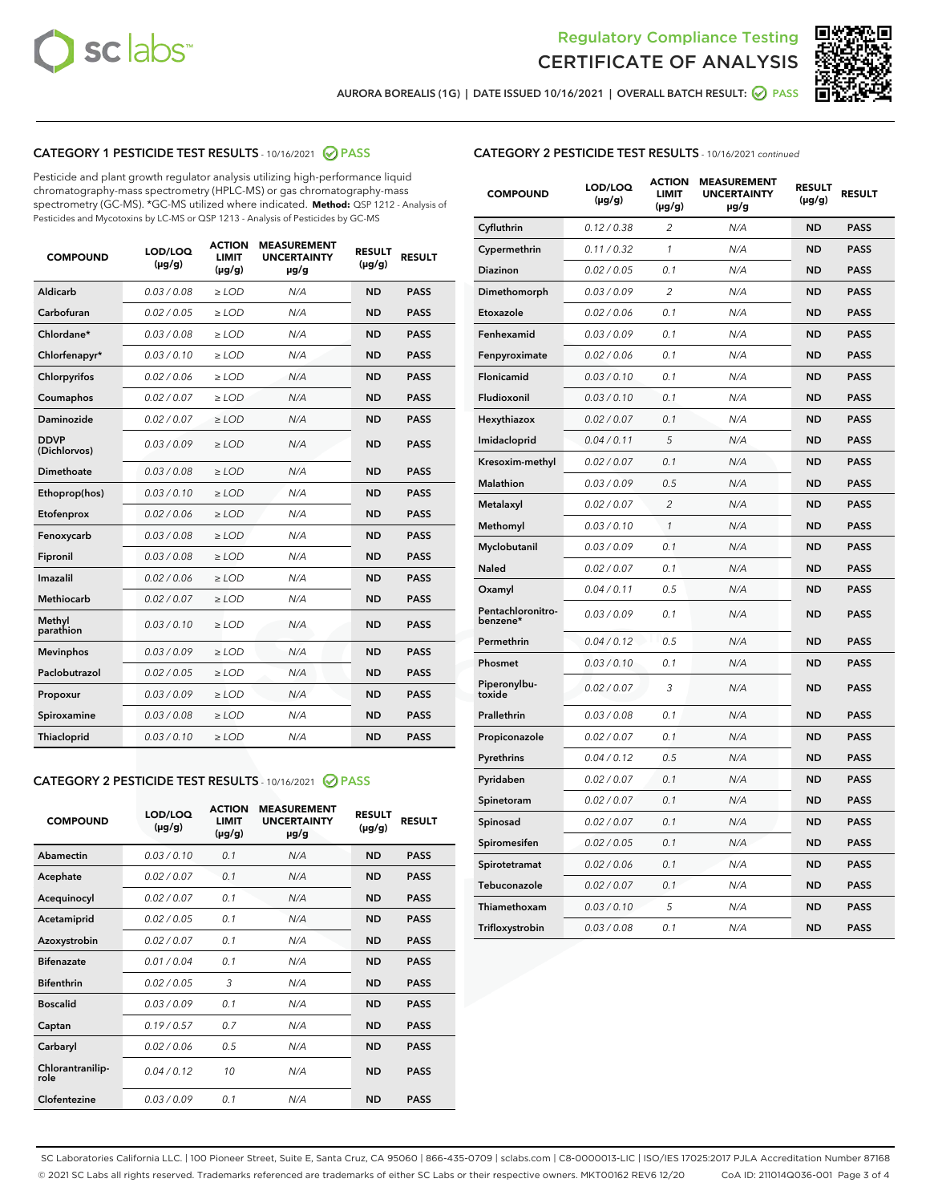# Regulatory Compliance Testing
# CERTIFICATE OF ANALYSIS

AURORA BOREALIS (1G) | DATE ISSUED 10/16/2021 | OVERALL BATCH RESULT: PASS

## CATEGORY 1 PESTICIDE TEST RESULTS - 10/16/2021 PASS

Pesticide and plant growth regulator analysis utilizing high-performance liquid chromatography-mass spectrometry (HPLC-MS) or gas chromatography-mass spectrometry (GC-MS). *GC-MS utilized where indicated. **Method:** QSP 1212 - Analysis of Pesticides and Mycotoxins by LC-MS or QSP 1213 - Analysis of Pesticides by GC-MS

| COMPOUND | LOD/LOQ (µg/g) | ACTION LIMIT (µg/g) | MEASUREMENT UNCERTAINTY µg/g | RESULT (µg/g) | RESULT |
|---|---|---|---|---|---|
| Aldicarb | 0.03 / 0.08 | ≥ LOD | N/A | ND | PASS |
| Carbofuran | 0.02 / 0.05 | ≥ LOD | N/A | ND | PASS |
| Chlordane* | 0.03 / 0.08 | ≥ LOD | N/A | ND | PASS |
| Chlorfenapyr* | 0.03 / 0.10 | ≥ LOD | N/A | ND | PASS |
| Chlorpyrifos | 0.02 / 0.06 | ≥ LOD | N/A | ND | PASS |
| Coumaphos | 0.02 / 0.07 | ≥ LOD | N/A | ND | PASS |
| Daminozide | 0.02 / 0.07 | ≥ LOD | N/A | ND | PASS |
| DDVP (Dichlorvos) | 0.03 / 0.09 | ≥ LOD | N/A | ND | PASS |
| Dimethoate | 0.03 / 0.08 | ≥ LOD | N/A | ND | PASS |
| Ethoprop(hos) | 0.03 / 0.10 | ≥ LOD | N/A | ND | PASS |
| Etofenprox | 0.02 / 0.06 | ≥ LOD | N/A | ND | PASS |
| Fenoxycarb | 0.03 / 0.08 | ≥ LOD | N/A | ND | PASS |
| Fipronil | 0.03 / 0.08 | ≥ LOD | N/A | ND | PASS |
| Imazalil | 0.02 / 0.06 | ≥ LOD | N/A | ND | PASS |
| Methiocarb | 0.02 / 0.07 | ≥ LOD | N/A | ND | PASS |
| Methyl parathion | 0.03 / 0.10 | ≥ LOD | N/A | ND | PASS |
| Mevinphos | 0.03 / 0.09 | ≥ LOD | N/A | ND | PASS |
| Paclobutrazol | 0.02 / 0.05 | ≥ LOD | N/A | ND | PASS |
| Propoxur | 0.03 / 0.09 | ≥ LOD | N/A | ND | PASS |
| Spiroxamine | 0.03 / 0.08 | ≥ LOD | N/A | ND | PASS |
| Thiacloprid | 0.03 / 0.10 | ≥ LOD | N/A | ND | PASS |

## CATEGORY 2 PESTICIDE TEST RESULTS - 10/16/2021 PASS

| COMPOUND | LOD/LOQ (µg/g) | ACTION LIMIT (µg/g) | MEASUREMENT UNCERTAINTY µg/g | RESULT (µg/g) | RESULT |
|---|---|---|---|---|---|
| Abamectin | 0.03 / 0.10 | 0.1 | N/A | ND | PASS |
| Acephate | 0.02 / 0.07 | 0.1 | N/A | ND | PASS |
| Acequinocyl | 0.02 / 0.07 | 0.1 | N/A | ND | PASS |
| Acetamiprid | 0.02 / 0.05 | 0.1 | N/A | ND | PASS |
| Azoxystrobin | 0.02 / 0.07 | 0.1 | N/A | ND | PASS |
| Bifenazate | 0.01 / 0.04 | 0.1 | N/A | ND | PASS |
| Bifenthrin | 0.02 / 0.05 | 3 | N/A | ND | PASS |
| Boscalid | 0.03 / 0.09 | 0.1 | N/A | ND | PASS |
| Captan | 0.19 / 0.57 | 0.7 | N/A | ND | PASS |
| Carbaryl | 0.02 / 0.06 | 0.5 | N/A | ND | PASS |
| Chlorantraniliprole | 0.04 / 0.12 | 10 | N/A | ND | PASS |
| Clofentezine | 0.03 / 0.09 | 0.1 | N/A | ND | PASS |
| Cyfluthrin | 0.12 / 0.38 | 2 | N/A | ND | PASS |
| Cypermethrin | 0.11 / 0.32 | 1 | N/A | ND | PASS |
| Diazinon | 0.02 / 0.05 | 0.1 | N/A | ND | PASS |
| Dimethomorph | 0.03 / 0.09 | 2 | N/A | ND | PASS |
| Etoxazole | 0.02 / 0.06 | 0.1 | N/A | ND | PASS |
| Fenhexamid | 0.03 / 0.09 | 0.1 | N/A | ND | PASS |
| Fenpyroximate | 0.02 / 0.06 | 0.1 | N/A | ND | PASS |
| Flonicamid | 0.03 / 0.10 | 0.1 | N/A | ND | PASS |
| Fludioxonil | 0.03 / 0.10 | 0.1 | N/A | ND | PASS |
| Hexythiazox | 0.02 / 0.07 | 0.1 | N/A | ND | PASS |
| Imidacloprid | 0.04 / 0.11 | 5 | N/A | ND | PASS |
| Kresoxim-methyl | 0.02 / 0.07 | 0.1 | N/A | ND | PASS |
| Malathion | 0.03 / 0.09 | 0.5 | N/A | ND | PASS |
| Metalaxyl | 0.02 / 0.07 | 2 | N/A | ND | PASS |
| Methomyl | 0.03 / 0.10 | 1 | N/A | ND | PASS |
| Myclobutanil | 0.03 / 0.09 | 0.1 | N/A | ND | PASS |
| Naled | 0.02 / 0.07 | 0.1 | N/A | ND | PASS |
| Oxamyl | 0.04 / 0.11 | 0.5 | N/A | ND | PASS |
| Pentachloronitrobenzene* | 0.03 / 0.09 | 0.1 | N/A | ND | PASS |
| Permethrin | 0.04 / 0.12 | 0.5 | N/A | ND | PASS |
| Phosmet | 0.03 / 0.10 | 0.1 | N/A | ND | PASS |
| Piperonylbutoxide | 0.02 / 0.07 | 3 | N/A | ND | PASS |
| Prallethrin | 0.03 / 0.08 | 0.1 | N/A | ND | PASS |
| Propiconazole | 0.02 / 0.07 | 0.1 | N/A | ND | PASS |
| Pyrethrins | 0.04 / 0.12 | 0.5 | N/A | ND | PASS |
| Pyridaben | 0.02 / 0.07 | 0.1 | N/A | ND | PASS |
| Spinetoram | 0.02 / 0.07 | 0.1 | N/A | ND | PASS |
| Spinosad | 0.02 / 0.07 | 0.1 | N/A | ND | PASS |
| Spiromesifen | 0.02 / 0.05 | 0.1 | N/A | ND | PASS |
| Spirotetramat | 0.02 / 0.06 | 0.1 | N/A | ND | PASS |
| Tebuconazole | 0.02 / 0.07 | 0.1 | N/A | ND | PASS |
| Thiamethoxam | 0.03 / 0.10 | 5 | N/A | ND | PASS |
| Trifloxystrobin | 0.03 / 0.08 | 0.1 | N/A | ND | PASS |

SC Laboratories California LLC. | 100 Pioneer Street, Suite E, Santa Cruz, CA 95060 | 866-435-0709 | sclabs.com | C8-0000013-LIC | ISO/IES 17025:2017 PJLA Accreditation Number 87168
© 2021 SC Labs all rights reserved. Trademarks referenced are trademarks of either SC Labs or their respective owners. MKT00162 REV6 12/20 CoA ID: 211014Q036-001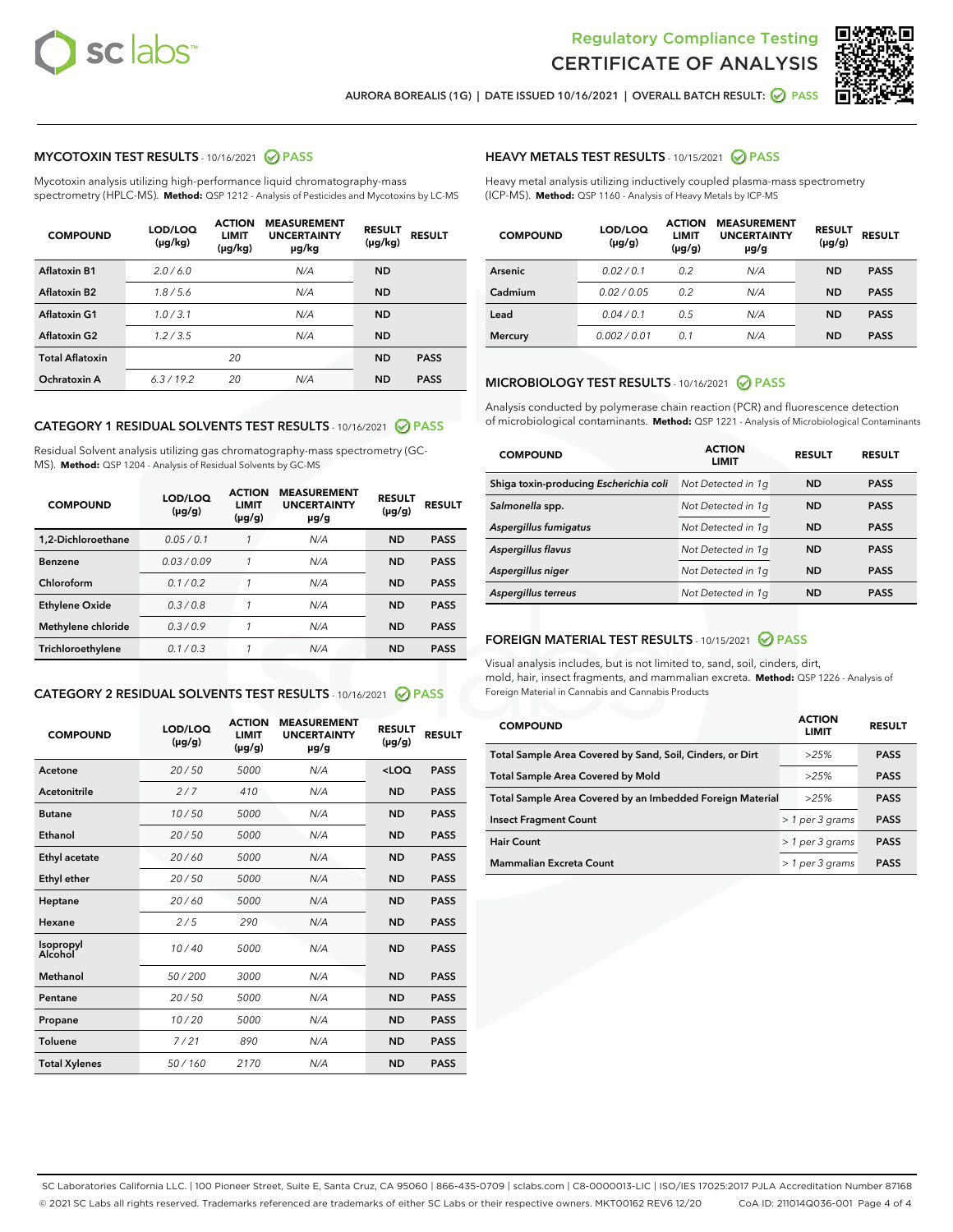Regulatory Compliance Testing
CERTIFICATE OF ANALYSIS

AURORA BOREALIS (1G) | DATE ISSUED 10/16/2021 | OVERALL BATCH RESULT: PASS

## MYCOTOXIN TEST RESULTS - 10/16/2021 PASS

Mycotoxin analysis utilizing high-performance liquid chromatography-mass spectrometry (HPLC-MS). **Method:** QSP 1212 - Analysis of Pesticides and Mycotoxins by LC-MS

| COMPOUND | LOD/LOQ (µg/kg) | ACTION LIMIT (µg/kg) | MEASUREMENT UNCERTAINTY µg/kg | RESULT (µg/kg) | RESULT |
|---|---|---|---|---|---|
| Aflatoxin B1 | 2.0 / 6.0 | | N/A | ND | |
| Aflatoxin B2 | 1.8 / 5.6 | | N/A | ND | |
| Aflatoxin G1 | 1.0 / 3.1 | | N/A | ND | |
| Aflatoxin G2 | 1.2 / 3.5 | | N/A | ND | |
| Total Aflatoxin | | 20 | | ND | PASS |
| Ochratoxin A | 6.3 / 19.2 | 20 | N/A | ND | PASS |

## CATEGORY 1 RESIDUAL SOLVENTS TEST RESULTS - 10/16/2021 PASS

Residual Solvent analysis utilizing gas chromatography-mass spectrometry (GC-MS). **Method:** QSP 1204 - Analysis of Residual Solvents by GC-MS

| COMPOUND | LOD/LOQ (µg/g) | ACTION LIMIT (µg/g) | MEASUREMENT UNCERTAINTY µg/g | RESULT (µg/g) | RESULT |
|---|---|---|---|---|---|
| 1,2-Dichloroethane | 0.05 / 0.1 | 1 | N/A | ND | PASS |
| Benzene | 0.03 / 0.09 | 1 | N/A | ND | PASS |
| Chloroform | 0.1 / 0.2 | 1 | N/A | ND | PASS |
| Ethylene Oxide | 0.3 / 0.8 | 1 | N/A | ND | PASS |
| Methylene chloride | 0.3 / 0.9 | 1 | N/A | ND | PASS |
| Trichloroethylene | 0.1 / 0.3 | 1 | N/A | ND | PASS |

## CATEGORY 2 RESIDUAL SOLVENTS TEST RESULTS - 10/16/2021 PASS

| COMPOUND | LOD/LOQ (µg/g) | ACTION LIMIT (µg/g) | MEASUREMENT UNCERTAINTY µg/g | RESULT (µg/g) | RESULT |
|---|---|---|---|---|---|
| Acetone | 20 / 50 | 5000 | N/A | <LOQ | PASS |
| Acetonitrile | 2 / 7 | 410 | N/A | ND | PASS |
| Butane | 10 / 50 | 5000 | N/A | ND | PASS |
| Ethanol | 20 / 50 | 5000 | N/A | ND | PASS |
| Ethyl acetate | 20 / 60 | 5000 | N/A | ND | PASS |
| Ethyl ether | 20 / 50 | 5000 | N/A | ND | PASS |
| Heptane | 20 / 60 | 5000 | N/A | ND | PASS |
| Hexane | 2 / 5 | 290 | N/A | ND | PASS |
| Isopropyl Alcohol | 10 / 40 | 5000 | N/A | ND | PASS |
| Methanol | 50 / 200 | 3000 | N/A | ND | PASS |
| Pentane | 20 / 50 | 5000 | N/A | ND | PASS |
| Propane | 10 / 20 | 5000 | N/A | ND | PASS |
| Toluene | 7 / 21 | 890 | N/A | ND | PASS |
| Total Xylenes | 50 / 160 | 2170 | N/A | ND | PASS |

## HEAVY METALS TEST RESULTS - 10/15/2021 PASS

Heavy metal analysis utilizing inductively coupled plasma-mass spectrometry (ICP-MS). **Method:** QSP 1160 - Analysis of Heavy Metals by ICP-MS

| COMPOUND | LOD/LOQ (µg/g) | ACTION LIMIT (µg/g) | MEASUREMENT UNCERTAINTY µg/g | RESULT (µg/g) | RESULT |
|---|---|---|---|---|---|
| Arsenic | 0.02 / 0.1 | 0.2 | N/A | ND | PASS |
| Cadmium | 0.02 / 0.05 | 0.2 | N/A | ND | PASS |
| Lead | 0.04 / 0.1 | 0.5 | N/A | ND | PASS |
| Mercury | 0.002 / 0.01 | 0.1 | N/A | ND | PASS |

## MICROBIOLOGY TEST RESULTS - 10/16/2021 PASS

Analysis conducted by polymerase chain reaction (PCR) and fluorescence detection of microbiological contaminants. **Method:** QSP 1221 - Analysis of Microbiological Contaminants

| COMPOUND | ACTION LIMIT | RESULT | RESULT |
|---|---|---|---|
| Shiga toxin-producing *Escherichia coli* | Not Detected in 1g | ND | PASS |
| *Salmonella* spp. | Not Detected in 1g | ND | PASS |
| *Aspergillus fumigatus* | Not Detected in 1g | ND | PASS |
| *Aspergillus flavus* | Not Detected in 1g | ND | PASS |
| *Aspergillus niger* | Not Detected in 1g | ND | PASS |
| *Aspergillus terreus* | Not Detected in 1g | ND | PASS |

## FOREIGN MATERIAL TEST RESULTS - 10/15/2021 PASS

Visual analysis includes, but is not limited to, sand, soil, cinders, dirt, mold, hair, insect fragments, and mammalian excreta. **Method:** QSP 1226 - Analysis of Foreign Material in Cannabis and Cannabis Products

| COMPOUND | ACTION LIMIT | RESULT |
|---|---|---|
| Total Sample Area Covered by Sand, Soil, Cinders, or Dirt | >25% | PASS |
| Total Sample Area Covered by Mold | >25% | PASS |
| Total Sample Area Covered by an Imbedded Foreign Material | >25% | PASS |
| Insect Fragment Count | > 1 per 3 grams | PASS |
| Hair Count | > 1 per 3 grams | PASS |
| Mammalian Excreta Count | > 1 per 3 grams | PASS |

SC Laboratories California LLC. | 100 Pioneer Street, Suite E, Santa Cruz, CA 95060 | 866-435-0709 | sclabs.com | C8-0000013-LIC | ISO/IES 17025:2017 PJLA Accreditation Number 87168
© 2021 SC Labs all rights reserved. Trademarks referenced are trademarks of either SC Labs or their respective owners. MKT00162 REV6 12/20 CoA ID: 211014Q036-001